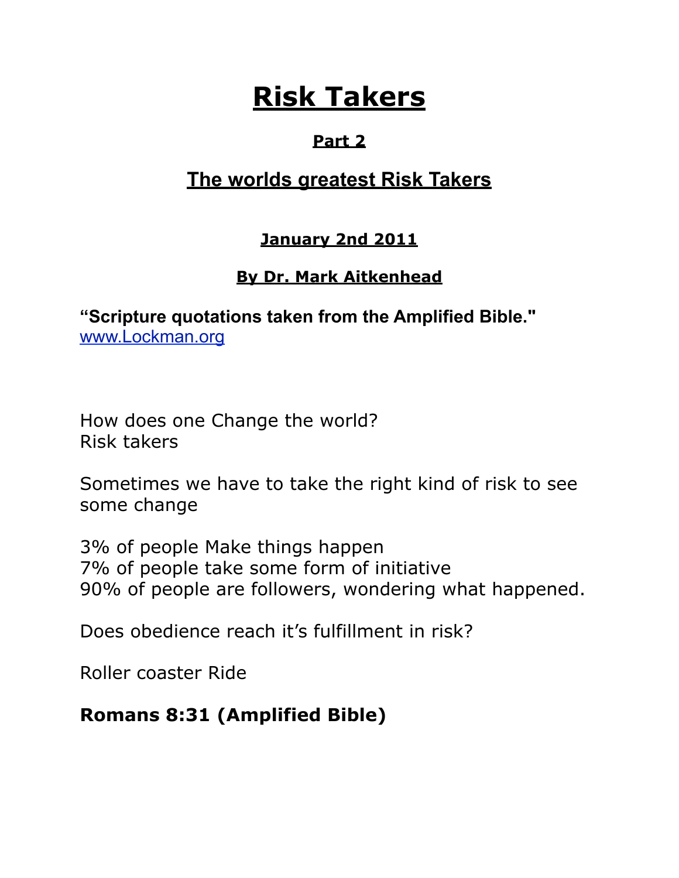# Risk Takers

## Part 2

## The worlds greatest Risk Takers

### January 2nd 2011

### By Dr. Mark Aitkenhead

**"Scripture quotations taken from the Amplified Bible."**
www.Lockman.org

How does one Change the world?
Risk takers

Sometimes we have to take the right kind of risk to see some change

3% of people Make things happen
7% of people take some form of initiative
90% of people are followers, wondering what happened.

Does obedience reach it's fulfillment in risk?

Roller coaster Ride

**Romans 8:31 (Amplified Bible)**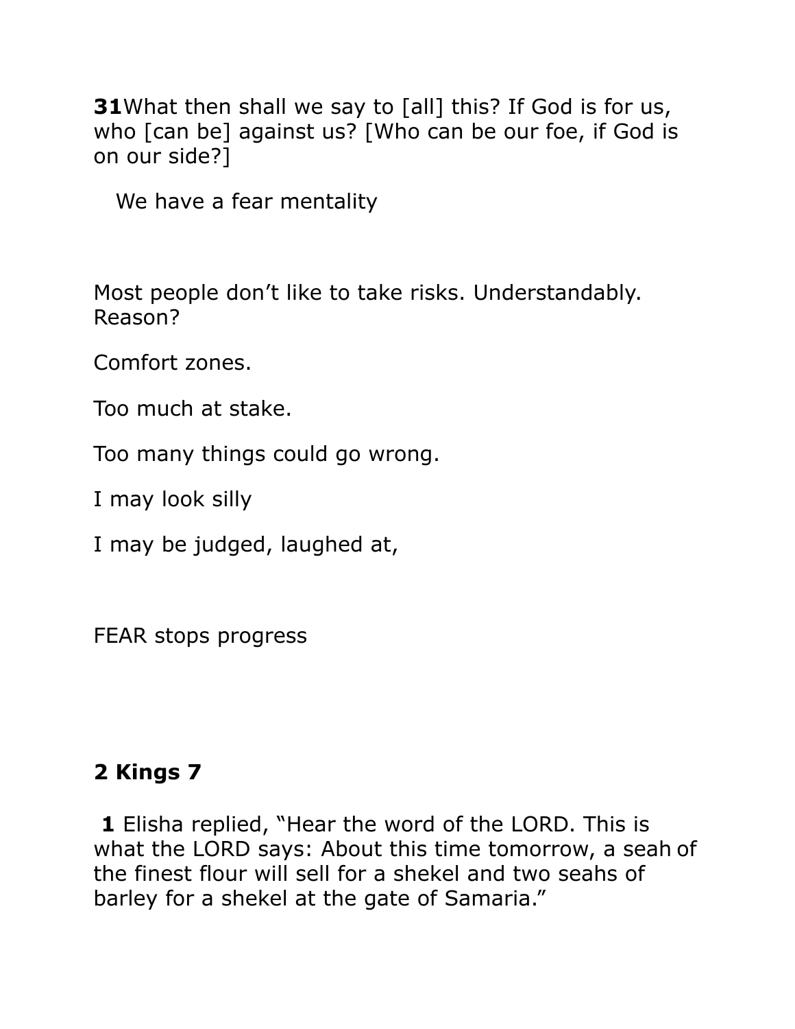**31** What then shall we say to [all] this? If God is for us, who [can be] against us? [Who can be our foe, if God is on our side?]

We have a fear mentality

Most people don't like to take risks. Understandably. Reason?

Comfort zones.

Too much at stake.

Too many things could go wrong.

I may look silly

I may be judged, laughed at,

FEAR stops progress

## 2 Kings 7

**1** Elisha replied, "Hear the word of the LORD. This is what the LORD says: About this time tomorrow, a seah of the finest flour will sell for a shekel and two seahs of barley for a shekel at the gate of Samaria."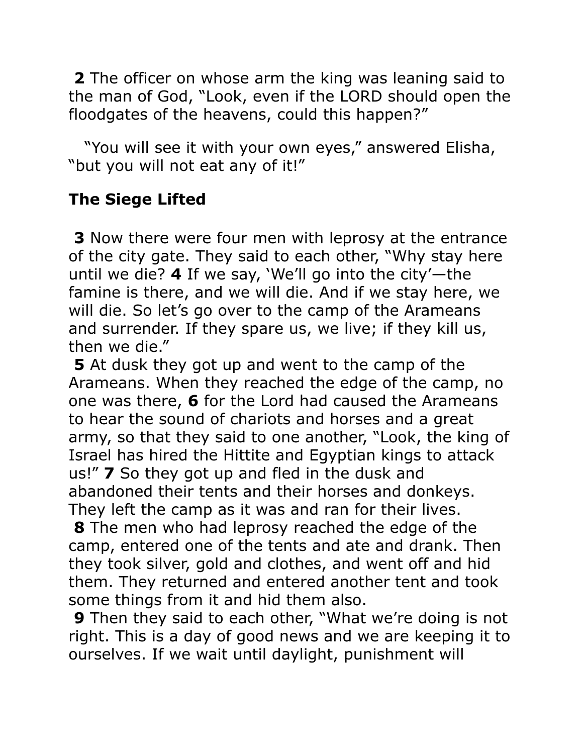**2** The officer on whose arm the king was leaning said to the man of God, "Look, even if the LORD should open the floodgates of the heavens, could this happen?"

"You will see it with your own eyes," answered Elisha, "but you will not eat any of it!"

## The Siege Lifted

**3** Now there were four men with leprosy at the entrance of the city gate. They said to each other, "Why stay here until we die? **4** If we say, 'We'll go into the city'—the famine is there, and we will die. And if we stay here, we will die. So let's go over to the camp of the Arameans and surrender. If they spare us, we live; if they kill us, then we die."

**5** At dusk they got up and went to the camp of the Arameans. When they reached the edge of the camp, no one was there, **6** for the Lord had caused the Arameans to hear the sound of chariots and horses and a great army, so that they said to one another, "Look, the king of Israel has hired the Hittite and Egyptian kings to attack us!" **7** So they got up and fled in the dusk and abandoned their tents and their horses and donkeys. They left the camp as it was and ran for their lives.

**8** The men who had leprosy reached the edge of the camp, entered one of the tents and ate and drank. Then they took silver, gold and clothes, and went off and hid them. They returned and entered another tent and took some things from it and hid them also.

**9** Then they said to each other, "What we're doing is not right. This is a day of good news and we are keeping it to ourselves. If we wait until daylight, punishment will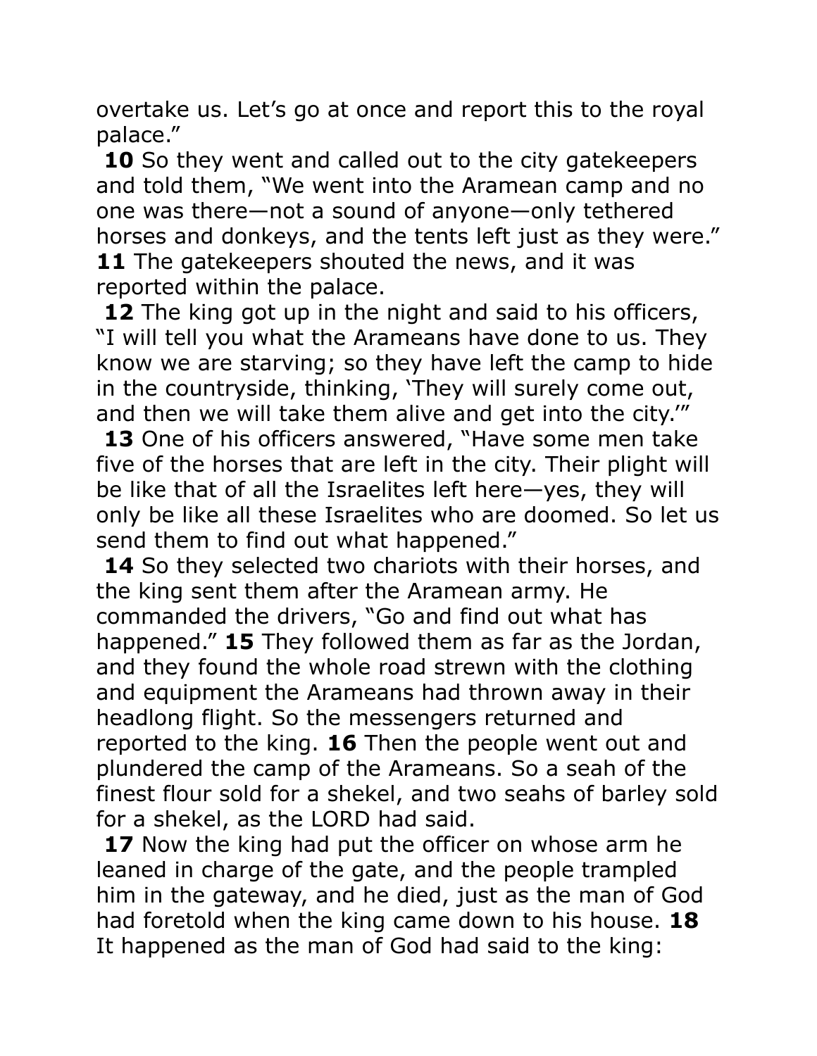overtake us. Let’s go at once and report this to the royal palace.”

**10** So they went and called out to the city gatekeepers and told them, “We went into the Aramean camp and no one was there—not a sound of anyone—only tethered horses and donkeys, and the tents left just as they were.” **11** The gatekeepers shouted the news, and it was reported within the palace.

**12** The king got up in the night and said to his officers, “I will tell you what the Arameans have done to us. They know we are starving; so they have left the camp to hide in the countryside, thinking, ‘They will surely come out, and then we will take them alive and get into the city.’”

**13** One of his officers answered, “Have some men take five of the horses that are left in the city. Their plight will be like that of all the Israelites left here—yes, they will only be like all these Israelites who are doomed. So let us send them to find out what happened.”

**14** So they selected two chariots with their horses, and the king sent them after the Aramean army. He commanded the drivers, “Go and find out what has happened.” **15** They followed them as far as the Jordan, and they found the whole road strewn with the clothing and equipment the Arameans had thrown away in their headlong flight. So the messengers returned and reported to the king. **16** Then the people went out and plundered the camp of the Arameans. So a seah of the finest flour sold for a shekel, and two seahs of barley sold for a shekel, as the LORD had said.

**17** Now the king had put the officer on whose arm he leaned in charge of the gate, and the people trampled him in the gateway, and he died, just as the man of God had foretold when the king came down to his house. **18** It happened as the man of God had said to the king: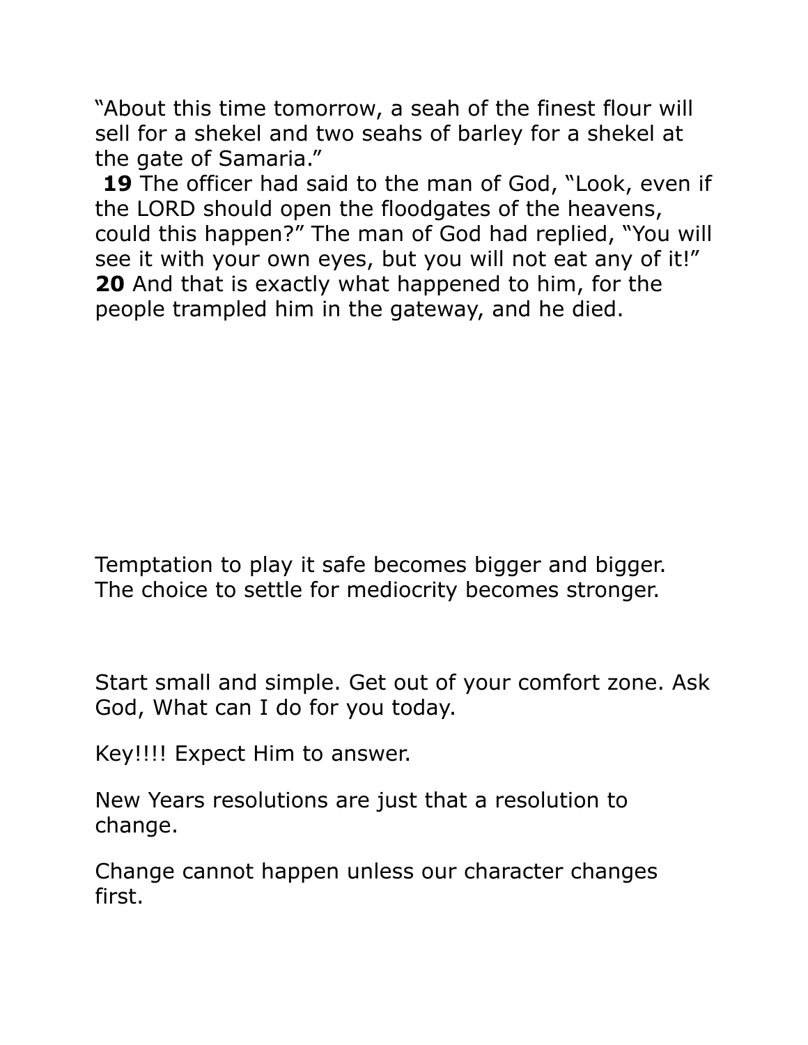"About this time tomorrow, a seah of the finest flour will sell for a shekel and two seahs of barley for a shekel at the gate of Samaria."

**19** The officer had said to the man of God, "Look, even if the LORD should open the floodgates of the heavens, could this happen?" The man of God had replied, "You will see it with your own eyes, but you will not eat any of it!" **20** And that is exactly what happened to him, for the people trampled him in the gateway, and he died.

Temptation to play it safe becomes bigger and bigger. The choice to settle for mediocrity becomes stronger.

Start small and simple. Get out of your comfort zone. Ask God, What can I do for you today.

Key!!!! Expect Him to answer.

New Years resolutions are just that a resolution to change.

Change cannot happen unless our character changes first.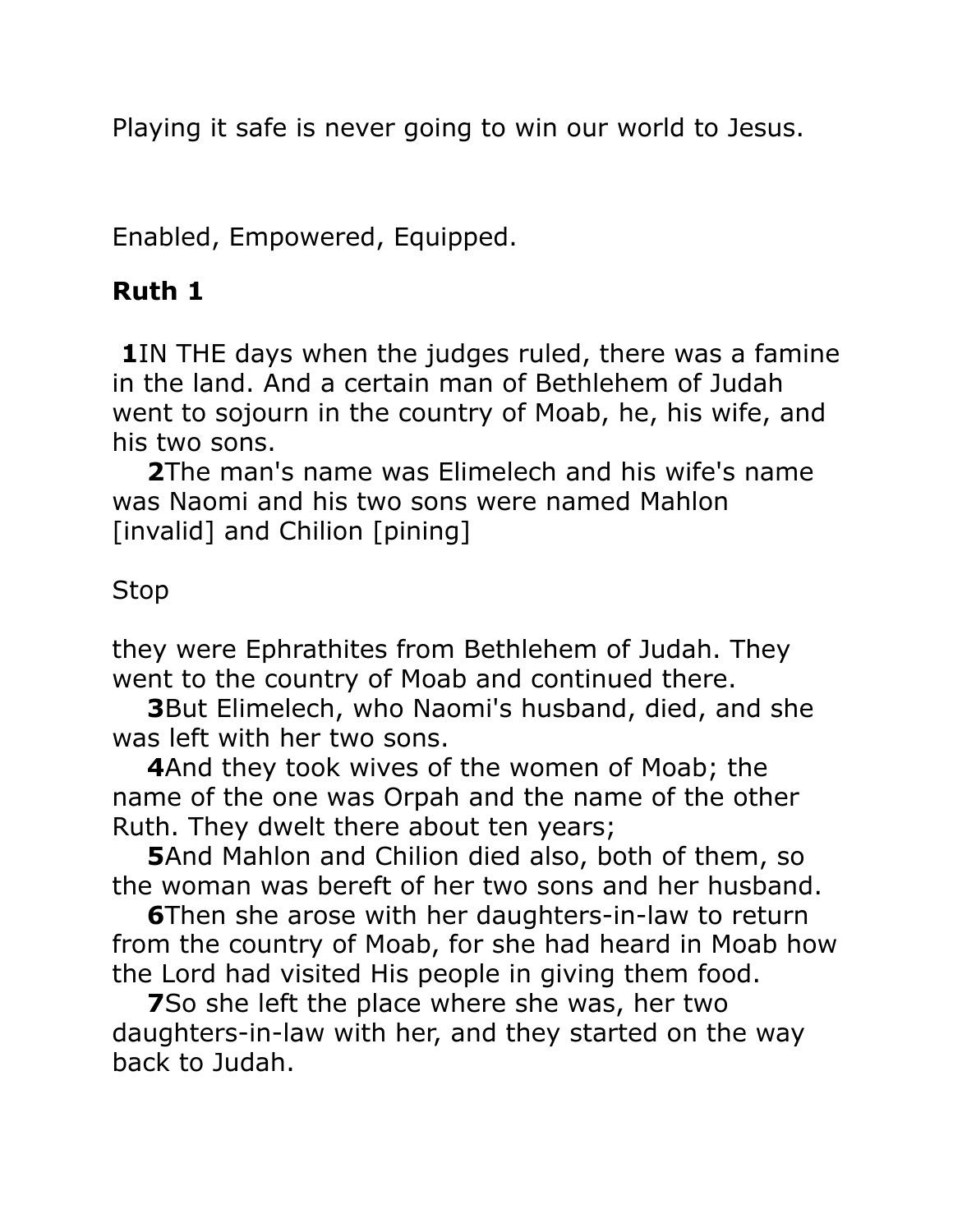Playing it safe is never going to win our world to Jesus.

Enabled, Empowered, Equipped.

**Ruth 1**

**1**IN THE days when the judges ruled, there was a famine in the land. And a certain man of Bethlehem of Judah went to sojourn in the country of Moab, he, his wife, and his two sons.

**2**The man's name was Elimelech and his wife's name was Naomi and his two sons were named Mahlon [invalid] and Chilion [pining]

Stop

they were Ephrathites from Bethlehem of Judah. They went to the country of Moab and continued there.

**3**But Elimelech, who Naomi's husband, died, and she was left with her two sons.

**4**And they took wives of the women of Moab; the name of the one was Orpah and the name of the other Ruth. They dwelt there about ten years;

**5**And Mahlon and Chilion died also, both of them, so the woman was bereft of her two sons and her husband.

**6**Then she arose with her daughters-in-law to return from the country of Moab, for she had heard in Moab how the Lord had visited His people in giving them food.

**7**So she left the place where she was, her two daughters-in-law with her, and they started on the way back to Judah.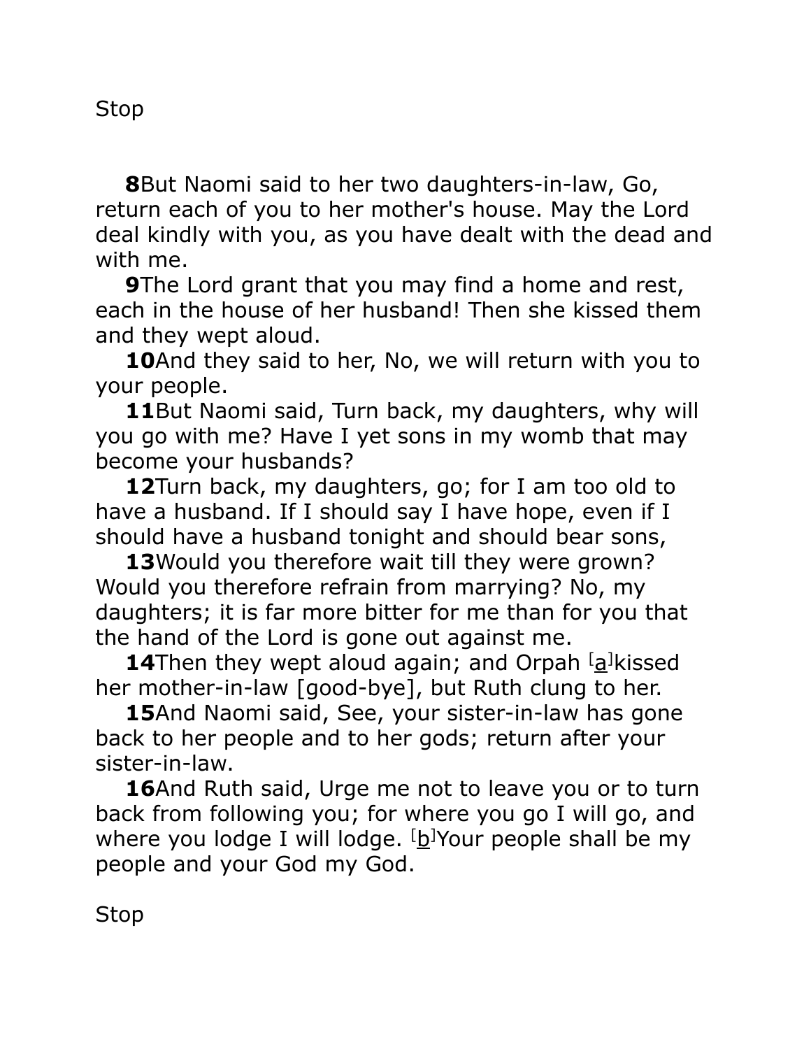Stop

**8**But Naomi said to her two daughters-in-law, Go, return each of you to her mother's house. May the Lord deal kindly with you, as you have dealt with the dead and with me.

**9**The Lord grant that you may find a home and rest, each in the house of her husband! Then she kissed them and they wept aloud.

**10**And they said to her, No, we will return with you to your people.

**11**But Naomi said, Turn back, my daughters, why will you go with me? Have I yet sons in my womb that may become your husbands?

**12**Turn back, my daughters, go; for I am too old to have a husband. If I should say I have hope, even if I should have a husband tonight and should bear sons,

**13**Would you therefore wait till they were grown? Would you therefore refrain from marrying? No, my daughters; it is far more bitter for me than for you that the hand of the Lord is gone out against me.

**14**Then they wept aloud again; and Orpah [a]kissed her mother-in-law [good-bye], but Ruth clung to her.

**15**And Naomi said, See, your sister-in-law has gone back to her people and to her gods; return after your sister-in-law.

**16**And Ruth said, Urge me not to leave you or to turn back from following you; for where you go I will go, and where you lodge I will lodge. [b]Your people shall be my people and your God my God.

Stop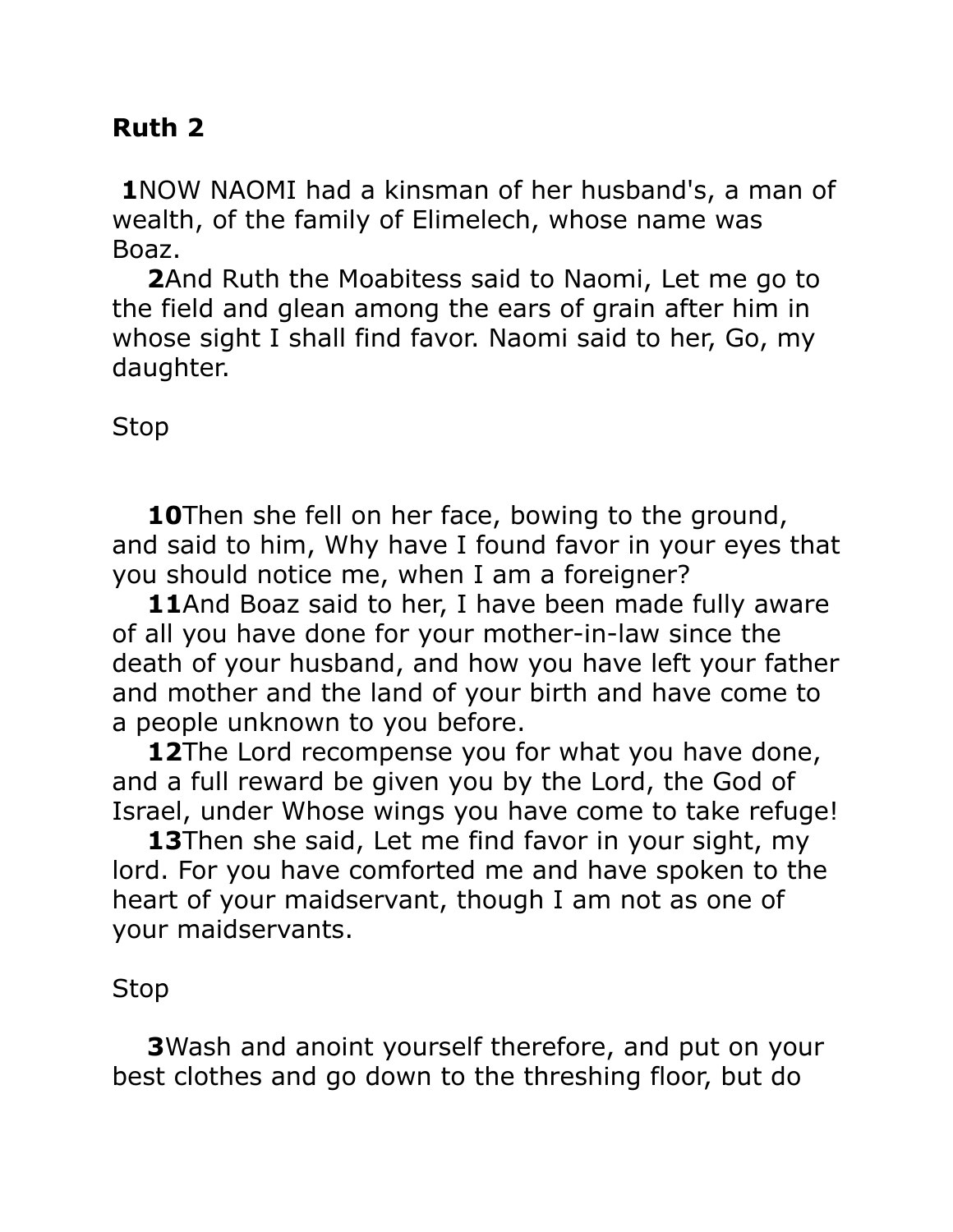**Ruth 2**

**1**NOW NAOMI had a kinsman of her husband's, a man of wealth, of the family of Elimelech, whose name was Boaz.

**2**And Ruth the Moabitess said to Naomi, Let me go to the field and glean among the ears of grain after him in whose sight I shall find favor. Naomi said to her, Go, my daughter.

Stop

**10**Then she fell on her face, bowing to the ground, and said to him, Why have I found favor in your eyes that you should notice me, when I am a foreigner?

**11**And Boaz said to her, I have been made fully aware of all you have done for your mother-in-law since the death of your husband, and how you have left your father and mother and the land of your birth and have come to a people unknown to you before.

**12**The Lord recompense you for what you have done, and a full reward be given you by the Lord, the God of Israel, under Whose wings you have come to take refuge!

**13**Then she said, Let me find favor in your sight, my lord. For you have comforted me and have spoken to the heart of your maidservant, though I am not as one of your maidservants.

Stop

**3**Wash and anoint yourself therefore, and put on your best clothes and go down to the threshing floor, but do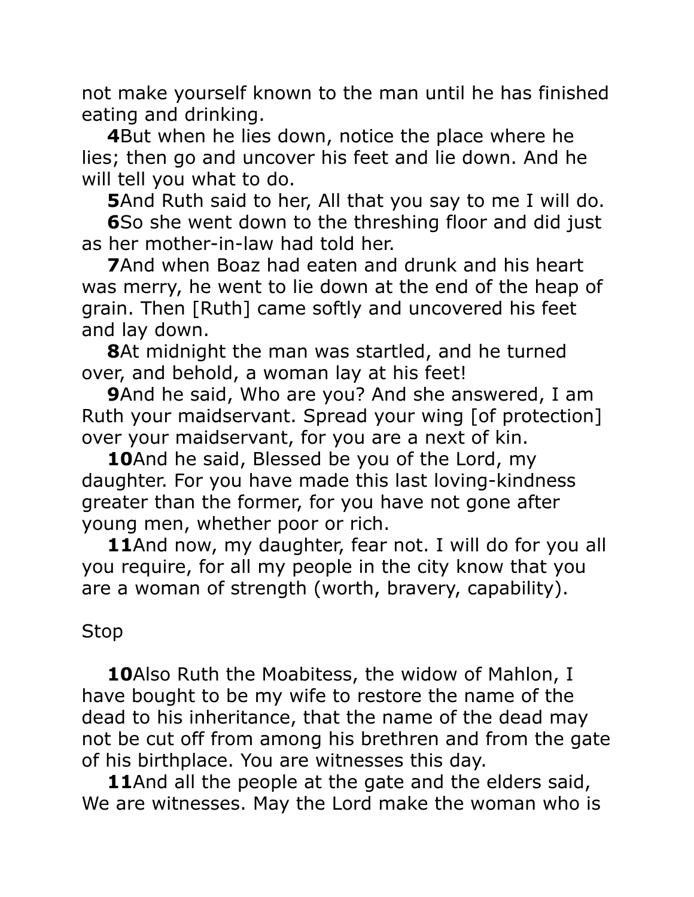not make yourself known to the man until he has finished eating and drinking.

**4**But when he lies down, notice the place where he lies; then go and uncover his feet and lie down. And he will tell you what to do.

**5**And Ruth said to her, All that you say to me I will do.

**6**So she went down to the threshing floor and did just as her mother-in-law had told her.

**7**And when Boaz had eaten and drunk and his heart was merry, he went to lie down at the end of the heap of grain. Then [Ruth] came softly and uncovered his feet and lay down.

**8**At midnight the man was startled, and he turned over, and behold, a woman lay at his feet!

**9**And he said, Who are you? And she answered, I am Ruth your maidservant. Spread your wing [of protection] over your maidservant, for you are a next of kin.

**10**And he said, Blessed be you of the Lord, my daughter. For you have made this last loving-kindness greater than the former, for you have not gone after young men, whether poor or rich.

**11**And now, my daughter, fear not. I will do for you all you require, for all my people in the city know that you are a woman of strength (worth, bravery, capability).

Stop

**10**Also Ruth the Moabitess, the widow of Mahlon, I have bought to be my wife to restore the name of the dead to his inheritance, that the name of the dead may not be cut off from among his brethren and from the gate of his birthplace. You are witnesses this day.

**11**And all the people at the gate and the elders said, We are witnesses. May the Lord make the woman who is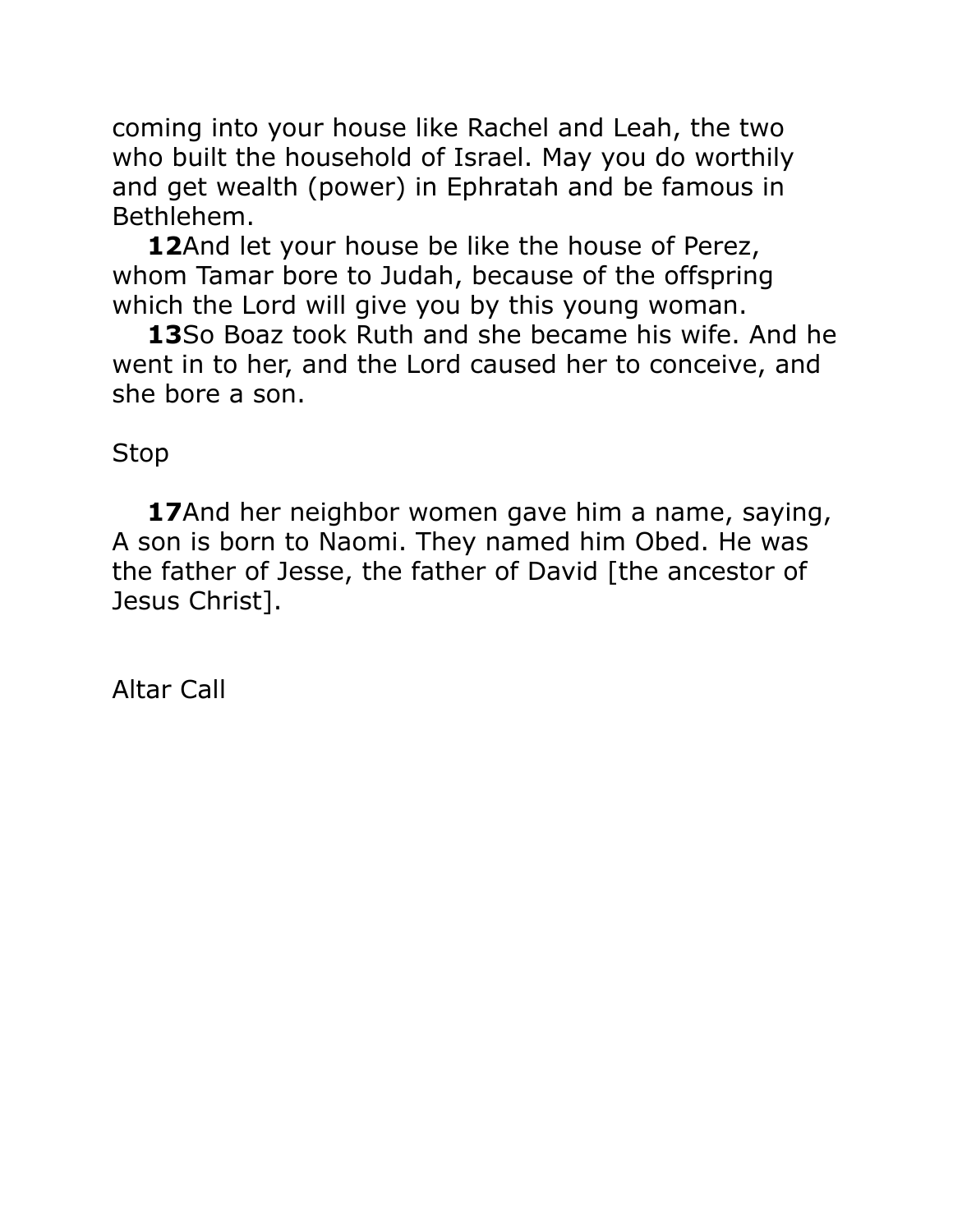coming into your house like Rachel and Leah, the two who built the household of Israel. May you do worthily and get wealth (power) in Ephratah and be famous in Bethlehem.

**12**And let your house be like the house of Perez, whom Tamar bore to Judah, because of the offspring which the Lord will give you by this young woman.

**13**So Boaz took Ruth and she became his wife. And he went in to her, and the Lord caused her to conceive, and she bore a son.

Stop

**17**And her neighbor women gave him a name, saying, A son is born to Naomi. They named him Obed. He was the father of Jesse, the father of David [the ancestor of Jesus Christ].

Altar Call